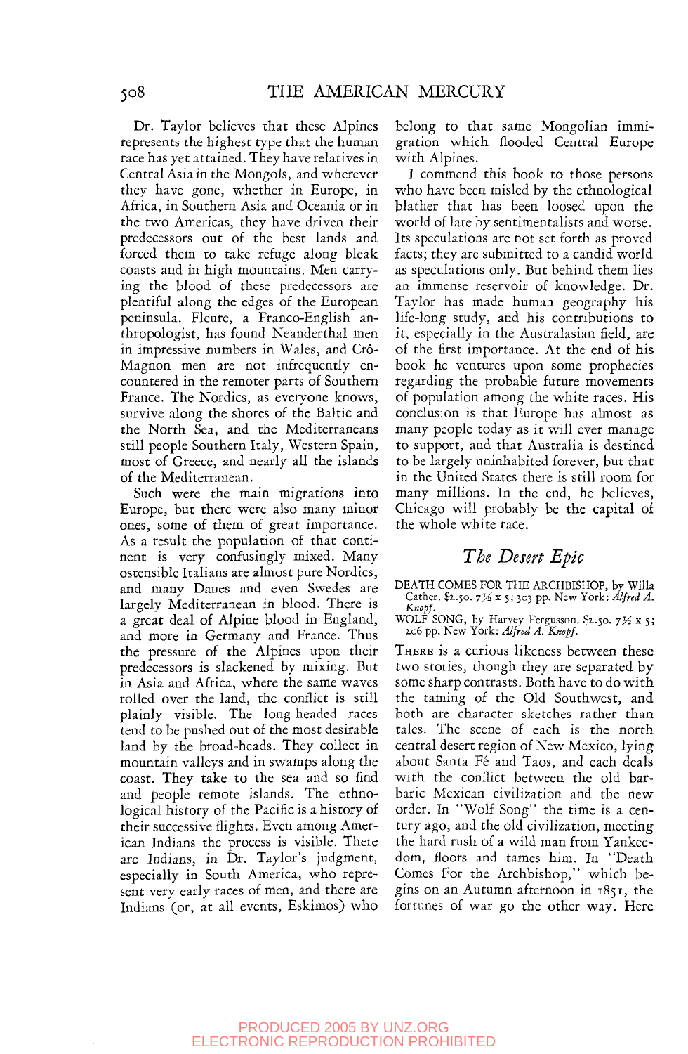Dr. Taylor believes that these Alpines represents the highest type that the human race has yet attained. They have relatives in Central Asia in the Mongols, and wherever they have gone, whether in Europe, in Africa, in Southern Asia and Oceania or in the two Americas, they have driven their predecessors out of the best lands and forced them to take refuge along bleak coasts and in high mountains. Men carrying the blood of these predecessors are plentiful along the edges of the European peninsula. Fleure, a Franco-English anthropologist, has found Neanderthal men in impressive numbers in Wales, and Crô-Magnon men are not infrequently encountered in the remoter parts of Southern France. The Nordics, as everyone knows, survive along the shores of the Baltic and the North Sea, and the Mediterraneans still people Southern Italy, Western Spain, most of Greece, and nearly all the islands of the Mediterranean.

Such were the main migrations into Europe, but there were also many minor ones, some of them of great importance. As a result the population of that continent is very confusingly mixed. Many ostensible Italians are almost pure Nordics, and many Danes and even Swedes are largely Mediterranean in blood. There is a great deal of Alpine blood in England, and more in Germany and France. Thus the pressure of the Alpines upon their predecessors is slackened by mixing. But in Asia and Africa, where the same waves rolled over the land, the conflict is still plainly visible. The long-headed races tend to be pushed out of the most desirable land by the broad-heads. They collect in mountain valleys and in swamps along the coast. They take to the sea and so find and people remote islands. The ethnological history of the Pacific is a history of their successive flights. Even among American Indians the process is visible. There are Indians, in Dr. Taylor's judgment, especially in South America, who represent very early races of men, and there are Indians (or, at all events, Eskimos) who belong to that same Mongolian immigration which flooded Central Europe with Alpines.

I commend this book to those persons who have been misled by the ethnological blather that has been loosed upon the world of late by sentimentalists and worse. Its speculations are not set forth as proved facts; they are submitted to a candid world as speculations only. But behind them lies an immense reservoir of knowledge. Dr. Taylor has made human geography his life-long study, and his contributions to it, especially in the Australasian field, are of the first importance. At the end of his book he ventures upon some prophecies regarding the probable future movements of population among the white races. His conclusion is that Europe has almost as many people today as it will ever manage to support, and that Australia is destined to be largely uninhabited forever, but that in the United States there is still room for many millions. In the end, he believes, Chicago will probably be the capital of the whole white race.

## *The Desert Epic*

DEATH COMES FOR THE ARCHBISHOP, by Willa Cather. $2.50. 7½ x 5; 303 pp. New York: *Alfred A. Knopf.*

WOLF SONG, by Harvey Fergusson. $2.50. 7½ x 5; 206 pp. New York: *Alfred A. Knopf.*

There is a curious likeness between these two stories, though they are separated by some sharp contrasts. Both have to do with the taming of the Old Southwest, and both are character sketches rather than tales. The scene of each is the north central desert region of New Mexico, lying about Santa Fé and Taos, and each deals with the conflict between the old barbaric Mexican civilization and the new order. In "Wolf Song" the time is a century ago, and the old civilization, meeting the hard rush of a wild man from Yankeedom, floors and tames him. In "Death Comes For the Archbishop," which begins on an Autumn afternoon in 1851, the fortunes of war go the other way. Here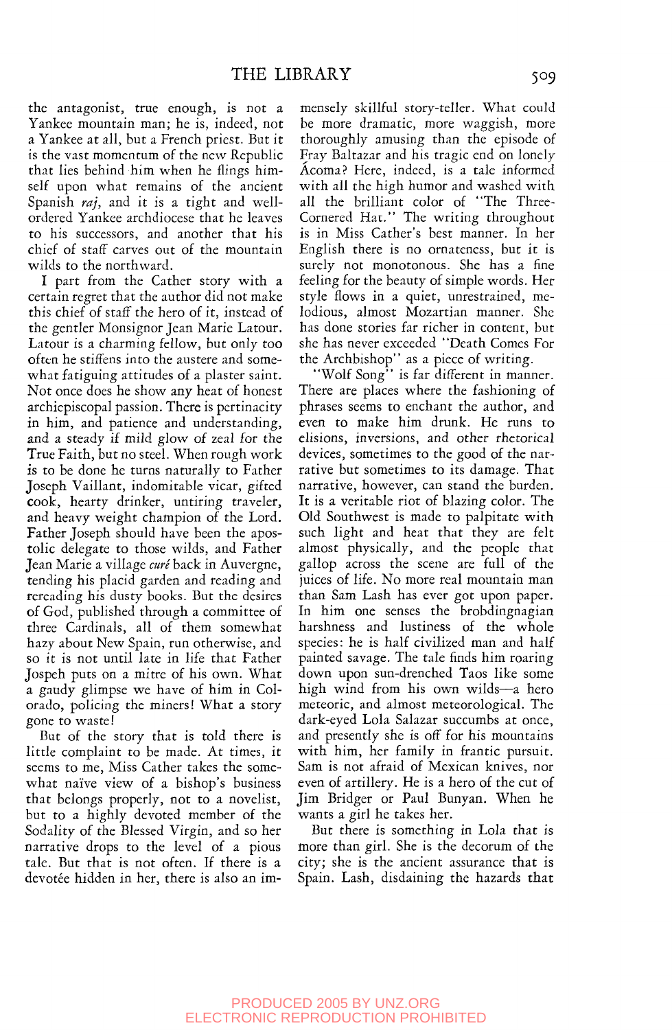the antagonist, true enough, is not a Yankee mountain man; he is, indeed, not a Yankee at all, but a French priest. But it is the vast momentum of the new Republic that lies behind him when he flings himself upon what remains of the ancient Spanish *raj*, and it is a tight and well-ordered Yankee archdiocese that he leaves to his successors, and another that his chief of staff carves out of the mountain wilds to the northward.

I part from the Cather story with a certain regret that the author did not make this chief of staff the hero of it, instead of the gentler Monsignor Jean Marie Latour. Latour is a charming fellow, but only too often he stiffens into the austere and somewhat fatiguing attitudes of a plaster saint. Not once does he show any heat of honest archiepiscopal passion. There is pertinacity in him, and patience and understanding, and a steady if mild glow of zeal for the True Faith, but no steel. When rough work is to be done he turns naturally to Father Joseph Vaillant, indomitable vicar, gifted cook, hearty drinker, untiring traveler, and heavy weight champion of the Lord. Father Joseph should have been the apostolic delegate to those wilds, and Father Jean Marie a village *curé* back in Auvergne, tending his placid garden and reading and rereading his dusty books. But the desires of God, published through a committee of three Cardinals, all of them somewhat hazy about New Spain, run otherwise, and so it is not until late in life that Father Jospeh puts on a mitre of his own. What a gaudy glimpse we have of him in Colorado, policing the miners! What a story gone to waste!

But of the story that is told there is little complaint to be made. At times, it seems to me, Miss Cather takes the somewhat naïve view of a bishop's business that belongs properly, not to a novelist, but to a highly devoted member of the Sodality of the Blessed Virgin, and so her narrative drops to the level of a pious tale. But that is not often. If there is a devotée hidden in her, there is also an immensely skillful story-teller. What could be more dramatic, more waggish, more thoroughly amusing than the episode of Fray Baltazar and his tragic end on lonely Ácoma? Here, indeed, is a tale informed with all the high humor and washed with all the brilliant color of "The Three-Cornered Hat." The writing throughout is in Miss Cather's best manner. In her English there is no ornateness, but it is surely not monotonous. She has a fine feeling for the beauty of simple words. Her style flows in a quiet, unrestrained, melodious, almost Mozartian manner. She has done stories far richer in content, but she has never exceeded "Death Comes For the Archbishop" as a piece of writing.

"Wolf Song" is far different in manner. There are places where the fashioning of phrases seems to enchant the author, and even to make him drunk. He runs to elisions, inversions, and other rhetorical devices, sometimes to the good of the narrative but sometimes to its damage. That narrative, however, can stand the burden. It is a veritable riot of blazing color. The Old Southwest is made to palpitate with such light and heat that they are felt almost physically, and the people that gallop across the scene are full of the juices of life. No more real mountain man than Sam Lash has ever got upon paper. In him one senses the brobdingnagian harshness and lustiness of the whole species: he is half civilized man and half painted savage. The tale finds him roaring down upon sun-drenched Taos like some high wind from his own wilds—a hero meteoric, and almost meteorological. The dark-eyed Lola Salazar succumbs at once, and presently she is off for his mountains with him, her family in frantic pursuit. Sam is not afraid of Mexican knives, nor even of artillery. He is a hero of the cut of Jim Bridger or Paul Bunyan. When he wants a girl he takes her.

But there is something in Lola that is more than girl. She is the decorum of the city; she is the ancient assurance that is Spain. Lash, disdaining the hazards that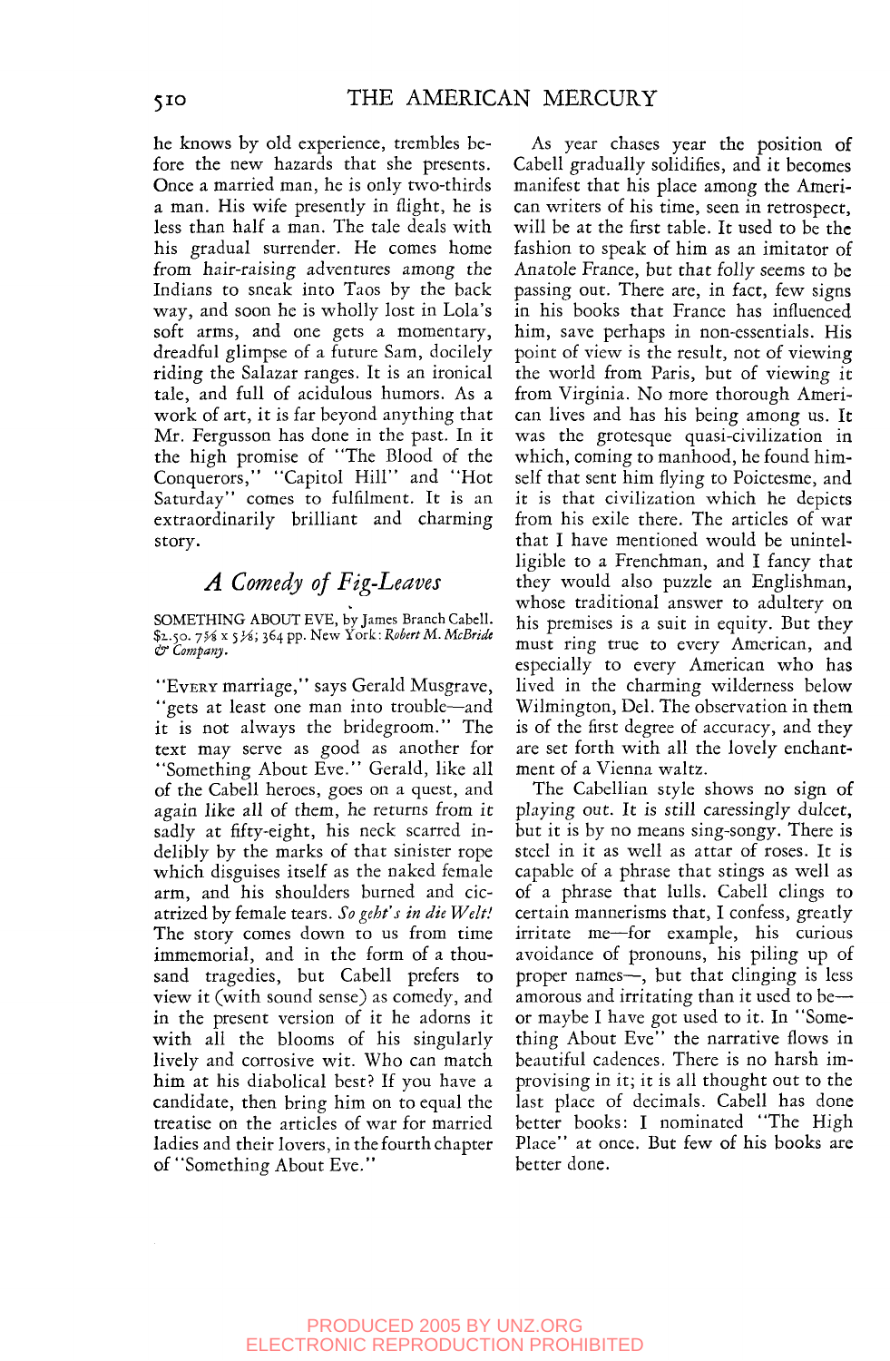he knows by old experience, trembles before the new hazards that she presents. Once a married man, he is only two-thirds a man. His wife presently in flight, he is less than half a man. The tale deals with his gradual surrender. He comes home from hair-raising adventures among the Indians to sneak into Taos by the back way, and soon he is wholly lost in Lola's soft arms, and one gets a momentary, dreadful glimpse of a future Sam, docilely riding the Salazar ranges. It is an ironical tale, and full of acidulous humors. As a work of art, it is far beyond anything that Mr. Fergusson has done in the past. In it the high promise of "The Blood of the Conquerors," "Capitol Hill" and "Hot Saturday" comes to fulfilment. It is an extraordinarily brilliant and charming story.

## *A Comedy of Fig-Leaves*

SOMETHING ABOUT EVE, by James Branch Cabell. $2.50. 7⅝ x 5⅛; 364 pp. New York: *Robert M. McBride & Company.*

"EVERY marriage," says Gerald Musgrave, "gets at least one man into trouble—and it is not always the bridegroom." The text may serve as good as another for "Something About Eve." Gerald, like all of the Cabell heroes, goes on a quest, and again like all of them, he returns from it sadly at fifty-eight, his neck scarred indelibly by the marks of that sinister rope which disguises itself as the naked female arm, and his shoulders burned and cicatrized by female tears. *So geht's in die Welt!* The story comes down to us from time immemorial, and in the form of a thousand tragedies, but Cabell prefers to view it (with sound sense) as comedy, and in the present version of it he adorns it with all the blooms of his singularly lively and corrosive wit. Who can match him at his diabolical best? If you have a candidate, then bring him on to equal the treatise on the articles of war for married ladies and their lovers, in the fourth chapter of "Something About Eve."

As year chases year the position of Cabell gradually solidifies, and it becomes manifest that his place among the American writers of his time, seen in retrospect, will be at the first table. It used to be the fashion to speak of him as an imitator of Anatole France, but that folly seems to be passing out. There are, in fact, few signs in his books that France has influenced him, save perhaps in non-essentials. His point of view is the result, not of viewing the world from Paris, but of viewing it from Virginia. No more thorough American lives and has his being among us. It was the grotesque quasi-civilization in which, coming to manhood, he found himself that sent him flying to Poictesme, and it is that civilization which he depicts from his exile there. The articles of war that I have mentioned would be unintelligible to a Frenchman, and I fancy that they would also puzzle an Englishman, whose traditional answer to adultery on his premises is a suit in equity. But they must ring true to every American, and especially to every American who has lived in the charming wilderness below Wilmington, Del. The observation in them is of the first degree of accuracy, and they are set forth with all the lovely enchantment of a Vienna waltz.

The Cabellian style shows no sign of playing out. It is still caressingly dulcet, but it is by no means sing-songy. There is steel in it as well as attar of roses. It is capable of a phrase that stings as well as of a phrase that lulls. Cabell clings to certain mannerisms that, I confess, greatly irritate me—for example, his curious avoidance of pronouns, his piling up of proper names—, but that clinging is less amorous and irritating than it used to be—or maybe I have got used to it. In "Something About Eve" the narrative flows in beautiful cadences. There is no harsh improvising in it; it is all thought out to the last place of decimals. Cabell has done better books: I nominated "The High Place" at once. But few of his books are better done.